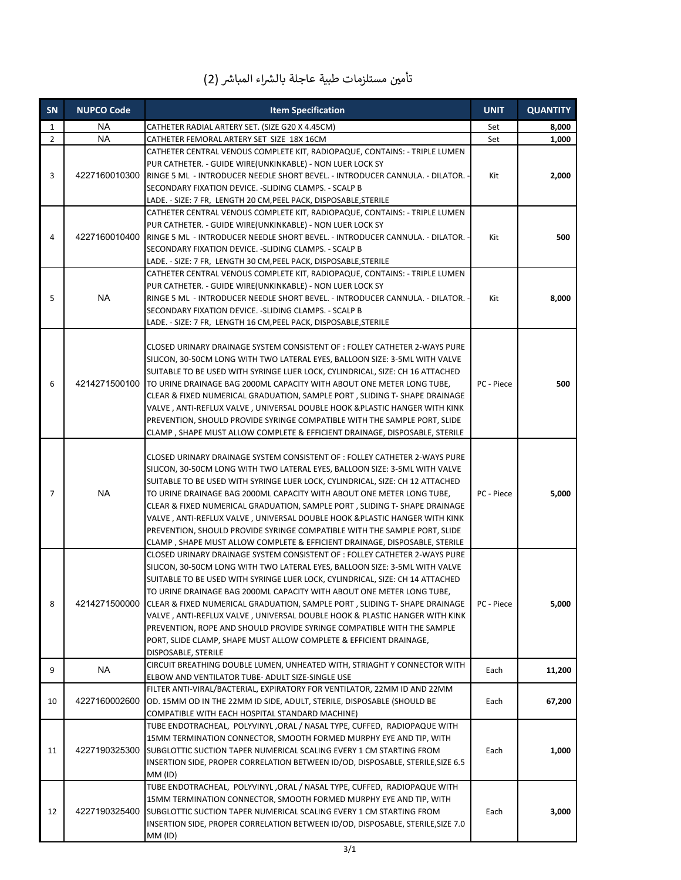# تأمين مستلزمات طبية عاجلة بالشراء المباشر (2)

| SN | NUPCO Code | Item Specification | UNIT | QUANTITY |
|---|---|---|---|---|
| 1 | NA | CATHETER RADIAL ARTERY SET. (SIZE G20 X 4.45CM) | Set | 8,000 |
| 2 | NA | CATHETER FEMORAL ARTERY SET SIZE 18X 16CM | Set | 1,000 |
| 3 | 4227160010300 | CATHETER CENTRAL VENOUS COMPLETE KIT, RADIOPAQUE, CONTAINS: - TRIPLE LUMEN PUR CATHETER. - GUIDE WIRE(UNKINKABLE) - NON LUER LOCK SY RINGE 5 ML - INTRODUCER NEEDLE SHORT BEVEL. - INTRODUCER CANNULA. - DILATOR. - SECONDARY FIXATION DEVICE. -SLIDING CLAMPS. - SCALP B LADE. - SIZE: 7 FR, LENGTH 20 CM,PEEL PACK, DISPOSABLE,STERILE | Kit | 2,000 |
| 4 | 4227160010400 | CATHETER CENTRAL VENOUS COMPLETE KIT, RADIOPAQUE, CONTAINS: - TRIPLE LUMEN PUR CATHETER. - GUIDE WIRE(UNKINKABLE) - NON LUER LOCK SY RINGE 5 ML - INTRODUCER NEEDLE SHORT BEVEL. - INTRODUCER CANNULA. - DILATOR. - SECONDARY FIXATION DEVICE. -SLIDING CLAMPS. - SCALP B LADE. - SIZE: 7 FR, LENGTH 30 CM,PEEL PACK, DISPOSABLE,STERILE | Kit | 500 |
| 5 | NA | CATHETER CENTRAL VENOUS COMPLETE KIT, RADIOPAQUE, CONTAINS: - TRIPLE LUMEN PUR CATHETER. - GUIDE WIRE(UNKINKABLE) - NON LUER LOCK SY RINGE 5 ML - INTRODUCER NEEDLE SHORT BEVEL. - INTRODUCER CANNULA. - DILATOR. - SECONDARY FIXATION DEVICE. -SLIDING CLAMPS. - SCALP B LADE. - SIZE: 7 FR, LENGTH 16 CM,PEEL PACK, DISPOSABLE,STERILE | Kit | 8,000 |
| 6 | 4214271500100 | CLOSED URINARY DRAINAGE SYSTEM CONSISTENT OF : FOLLEY CATHETER 2-WAYS PURE SILICON, 30-50CM LONG WITH TWO LATERAL EYES, BALLOON SIZE: 3-5ML WITH VALVE SUITABLE TO BE USED WITH SYRINGE LUER LOCK, CYLINDRICAL, SIZE: CH 16 ATTACHED TO URINE DRAINAGE BAG 2000ML CAPACITY WITH ABOUT ONE METER LONG TUBE, CLEAR & FIXED NUMERICAL GRADUATION, SAMPLE PORT , SLIDING T- SHAPE DRAINAGE VALVE , ANTI-REFLUX VALVE , UNIVERSAL DOUBLE HOOK &PLASTIC HANGER WITH KINK PREVENTION, SHOULD PROVIDE SYRINGE COMPATIBLE WITH THE SAMPLE PORT, SLIDE CLAMP , SHAPE MUST ALLOW COMPLETE & EFFICIENT DRAINAGE, DISPOSABLE, STERILE | PC - Piece | 500 |
| 7 | NA | CLOSED URINARY DRAINAGE SYSTEM CONSISTENT OF : FOLLEY CATHETER 2-WAYS PURE SILICON, 30-50CM LONG WITH TWO LATERAL EYES, BALLOON SIZE: 3-5ML WITH VALVE SUITABLE TO BE USED WITH SYRINGE LUER LOCK, CYLINDRICAL, SIZE: CH 12 ATTACHED TO URINE DRAINAGE BAG 2000ML CAPACITY WITH ABOUT ONE METER LONG TUBE, CLEAR & FIXED NUMERICAL GRADUATION, SAMPLE PORT , SLIDING T- SHAPE DRAINAGE VALVE , ANTI-REFLUX VALVE , UNIVERSAL DOUBLE HOOK &PLASTIC HANGER WITH KINK PREVENTION, SHOULD PROVIDE SYRINGE COMPATIBLE WITH THE SAMPLE PORT, SLIDE CLAMP , SHAPE MUST ALLOW COMPLETE & EFFICIENT DRAINAGE, DISPOSABLE, STERILE | PC - Piece | 5,000 |
| 8 | 4214271500000 | CLOSED URINARY DRAINAGE SYSTEM CONSISTENT OF : FOLLEY CATHETER 2-WAYS PURE SILICON, 30-50CM LONG WITH TWO LATERAL EYES, BALLOON SIZE: 3-5ML WITH VALVE SUITABLE TO BE USED WITH SYRINGE LUER LOCK, CYLINDRICAL, SIZE: CH 14 ATTACHED TO URINE DRAINAGE BAG 2000ML CAPACITY WITH ABOUT ONE METER LONG TUBE, CLEAR & FIXED NUMERICAL GRADUATION, SAMPLE PORT , SLIDING T- SHAPE DRAINAGE VALVE , ANTI-REFLUX VALVE , UNIVERSAL DOUBLE HOOK & PLASTIC HANGER WITH KINK PREVENTION, ROPE AND SHOULD PROVIDE SYRINGE COMPATIBLE WITH THE SAMPLE PORT, SLIDE CLAMP, SHAPE MUST ALLOW COMPLETE & EFFICIENT DRAINAGE, DISPOSABLE, STERILE | PC - Piece | 5,000 |
| 9 | NA | CIRCUIT BREATHING DOUBLE LUMEN, UNHEATED WITH, STRIAGHT Y CONNECTOR WITH ELBOW AND VENTILATOR TUBE- ADULT SIZE-SINGLE USE | Each | 11,200 |
| 10 | 4227160002600 | FILTER ANTI-VIRAL/BACTERIAL, EXPIRATORY FOR VENTILATOR, 22MM ID AND 22MM OD. 15MM OD IN THE 22MM ID SIDE, ADULT, STERILE, DISPOSABLE (SHOULD BE COMPATIBLE WITH EACH HOSPITAL STANDARD MACHINE) | Each | 67,200 |
| 11 | 4227190325300 | TUBE ENDOTRACHEAL, POLYVINYL ,ORAL / NASAL TYPE, CUFFED, RADIOPAQUE WITH 15MM TERMINATION CONNECTOR, SMOOTH FORMED MURPHY EYE AND TIP, WITH SUBGLOTTIC SUCTION TAPER NUMERICAL SCALING EVERY 1 CM STARTING FROM INSERTION SIDE, PROPER CORRELATION BETWEEN ID/OD, DISPOSABLE, STERILE,SIZE 6.5 MM (ID) | Each | 1,000 |
| 12 | 4227190325400 | TUBE ENDOTRACHEAL, POLYVINYL ,ORAL / NASAL TYPE, CUFFED, RADIOPAQUE WITH 15MM TERMINATION CONNECTOR, SMOOTH FORMED MURPHY EYE AND TIP, WITH SUBGLOTTIC SUCTION TAPER NUMERICAL SCALING EVERY 1 CM STARTING FROM INSERTION SIDE, PROPER CORRELATION BETWEEN ID/OD, DISPOSABLE, STERILE,SIZE 7.0 MM (ID) | Each | 3,000 |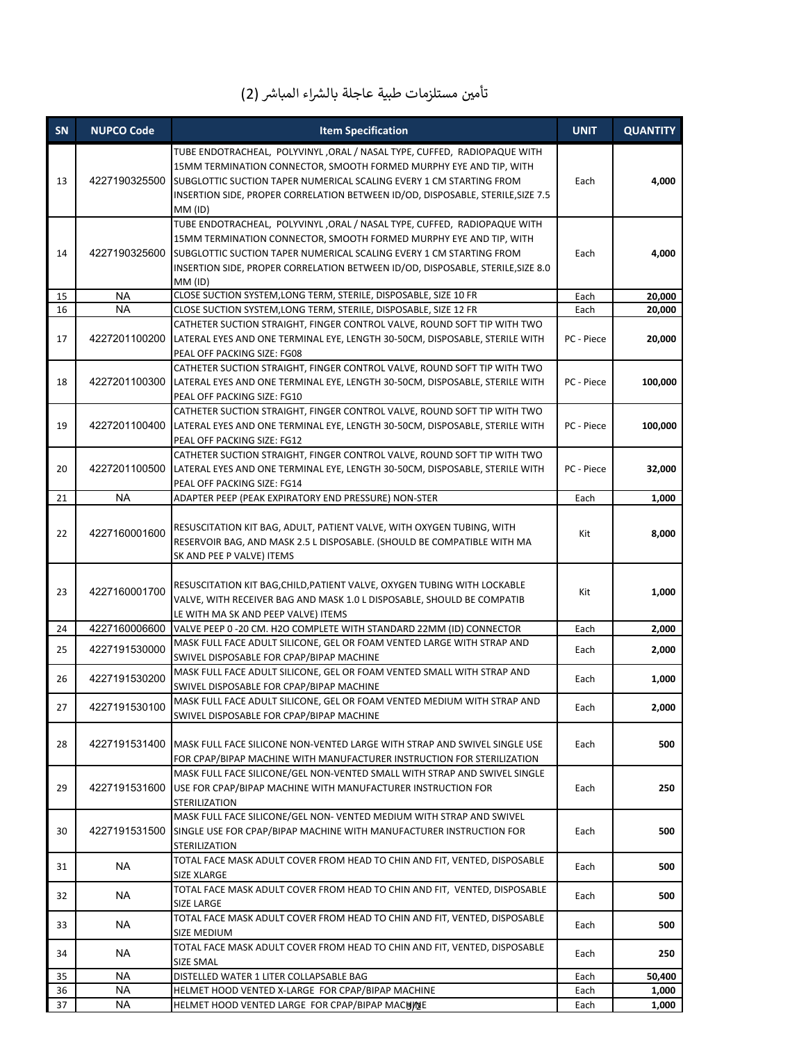# تأمين مستلزمات طبية عاجلة بالشراء المباشر (2)

| SN | NUPCO Code | Item Specification | UNIT | QUANTITY |
|---|---|---|---|---|
| 13 | 4227190325500 | TUBE ENDOTRACHEAL, POLYVINYL ,ORAL / NASAL TYPE, CUFFED, RADIOPAQUE WITH 15MM TERMINATION CONNECTOR, SMOOTH FORMED MURPHY EYE AND TIP, WITH SUBGLOTTIC SUCTION TAPER NUMERICAL SCALING EVERY 1 CM STARTING FROM INSERTION SIDE, PROPER CORRELATION BETWEEN ID/OD, DISPOSABLE, STERILE,SIZE 7.5 MM (ID) | Each | 4,000 |
| 14 | 4227190325600 | TUBE ENDOTRACHEAL, POLYVINYL ,ORAL / NASAL TYPE, CUFFED, RADIOPAQUE WITH 15MM TERMINATION CONNECTOR, SMOOTH FORMED MURPHY EYE AND TIP, WITH SUBGLOTTIC SUCTION TAPER NUMERICAL SCALING EVERY 1 CM STARTING FROM INSERTION SIDE, PROPER CORRELATION BETWEEN ID/OD, DISPOSABLE, STERILE,SIZE 8.0 MM (ID) | Each | 4,000 |
| 15 | NA | CLOSE SUCTION SYSTEM,LONG TERM, STERILE, DISPOSABLE, SIZE 10 FR | Each | 20,000 |
| 16 | NA | CLOSE SUCTION SYSTEM,LONG TERM, STERILE, DISPOSABLE, SIZE 12 FR | Each | 20,000 |
| 17 | 4227201100200 | CATHETER SUCTION STRAIGHT, FINGER CONTROL VALVE, ROUND SOFT TIP WITH TWO LATERAL EYES AND ONE TERMINAL EYE, LENGTH 30-50CM, DISPOSABLE, STERILE WITH PEAL OFF PACKING SIZE: FG08 | PC - Piece | 20,000 |
| 18 | 4227201100300 | CATHETER SUCTION STRAIGHT, FINGER CONTROL VALVE, ROUND SOFT TIP WITH TWO LATERAL EYES AND ONE TERMINAL EYE, LENGTH 30-50CM, DISPOSABLE, STERILE WITH PEAL OFF PACKING SIZE: FG10 | PC - Piece | 100,000 |
| 19 | 4227201100400 | CATHETER SUCTION STRAIGHT, FINGER CONTROL VALVE, ROUND SOFT TIP WITH TWO LATERAL EYES AND ONE TERMINAL EYE, LENGTH 30-50CM, DISPOSABLE, STERILE WITH PEAL OFF PACKING SIZE: FG12 | PC - Piece | 100,000 |
| 20 | 4227201100500 | CATHETER SUCTION STRAIGHT, FINGER CONTROL VALVE, ROUND SOFT TIP WITH TWO LATERAL EYES AND ONE TERMINAL EYE, LENGTH 30-50CM, DISPOSABLE, STERILE WITH PEAL OFF PACKING SIZE: FG14 | PC - Piece | 32,000 |
| 21 | NA | ADAPTER PEEP (PEAK EXPIRATORY END PRESSURE) NON-STER | Each | 1,000 |
| 22 | 4227160001600 | RESUSCITATION KIT BAG, ADULT, PATIENT VALVE, WITH OXYGEN TUBING, WITH RESERVOIR BAG, AND MASK 2.5 L DISPOSABLE. (SHOULD BE COMPATIBLE WITH MA SK AND PEE P VALVE) ITEMS | Kit | 8,000 |
| 23 | 4227160001700 | RESUSCITATION KIT BAG,CHILD,PATIENT VALVE, OXYGEN TUBING WITH LOCKABLE VALVE, WITH RECEIVER BAG AND MASK 1.0 L DISPOSABLE, SHOULD BE COMPATIB LE WITH MA SK AND PEEP VALVE) ITEMS | Kit | 1,000 |
| 24 | 4227160006600 | VALVE PEEP 0 -20 CM. H2O COMPLETE WITH STANDARD 22MM (ID) CONNECTOR | Each | 2,000 |
| 25 | 4227191530000 | MASK FULL FACE ADULT SILICONE, GEL OR FOAM VENTED LARGE WITH STRAP AND SWIVEL DISPOSABLE FOR CPAP/BIPAP MACHINE | Each | 2,000 |
| 26 | 4227191530200 | MASK FULL FACE ADULT SILICONE, GEL OR FOAM VENTED SMALL WITH STRAP AND SWIVEL DISPOSABLE FOR CPAP/BIPAP MACHINE | Each | 1,000 |
| 27 | 4227191530100 | MASK FULL FACE ADULT SILICONE, GEL OR FOAM VENTED MEDIUM WITH STRAP AND SWIVEL DISPOSABLE FOR CPAP/BIPAP MACHINE | Each | 2,000 |
| 28 | 4227191531400 | MASK FULL FACE SILICONE NON-VENTED LARGE WITH STRAP AND SWIVEL SINGLE USE FOR CPAP/BIPAP MACHINE WITH MANUFACTURER INSTRUCTION FOR STERILIZATION | Each | 500 |
| 29 | 4227191531600 | MASK FULL FACE SILICONE/GEL NON-VENTED SMALL WITH STRAP AND SWIVEL SINGLE USE FOR CPAP/BIPAP MACHINE WITH MANUFACTURER INSTRUCTION FOR STERILIZATION | Each | 250 |
| 30 | 4227191531500 | MASK FULL FACE SILICONE/GEL NON- VENTED MEDIUM WITH STRAP AND SWIVEL SINGLE USE FOR CPAP/BIPAP MACHINE WITH MANUFACTURER INSTRUCTION FOR STERILIZATION | Each | 500 |
| 31 | NA | TOTAL FACE MASK ADULT COVER FROM HEAD TO CHIN AND FIT, VENTED, DISPOSABLE SIZE XLARGE | Each | 500 |
| 32 | NA | TOTAL FACE MASK ADULT COVER FROM HEAD TO CHIN AND FIT, VENTED, DISPOSABLE SIZE LARGE | Each | 500 |
| 33 | NA | TOTAL FACE MASK ADULT COVER FROM HEAD TO CHIN AND FIT, VENTED, DISPOSABLE SIZE MEDIUM | Each | 500 |
| 34 | NA | TOTAL FACE MASK ADULT COVER FROM HEAD TO CHIN AND FIT, VENTED, DISPOSABLE SIZE SMAL | Each | 250 |
| 35 | NA | DISTELLED WATER 1 LITER COLLAPSABLE BAG | Each | 50,400 |
| 36 | NA | HELMET HOOD VENTED X-LARGE FOR CPAP/BIPAP MACHINE | Each | 1,000 |
| 37 | NA | HELMET HOOD VENTED LARGE FOR CPAP/BIPAP MACHINE | Each | 1,000 |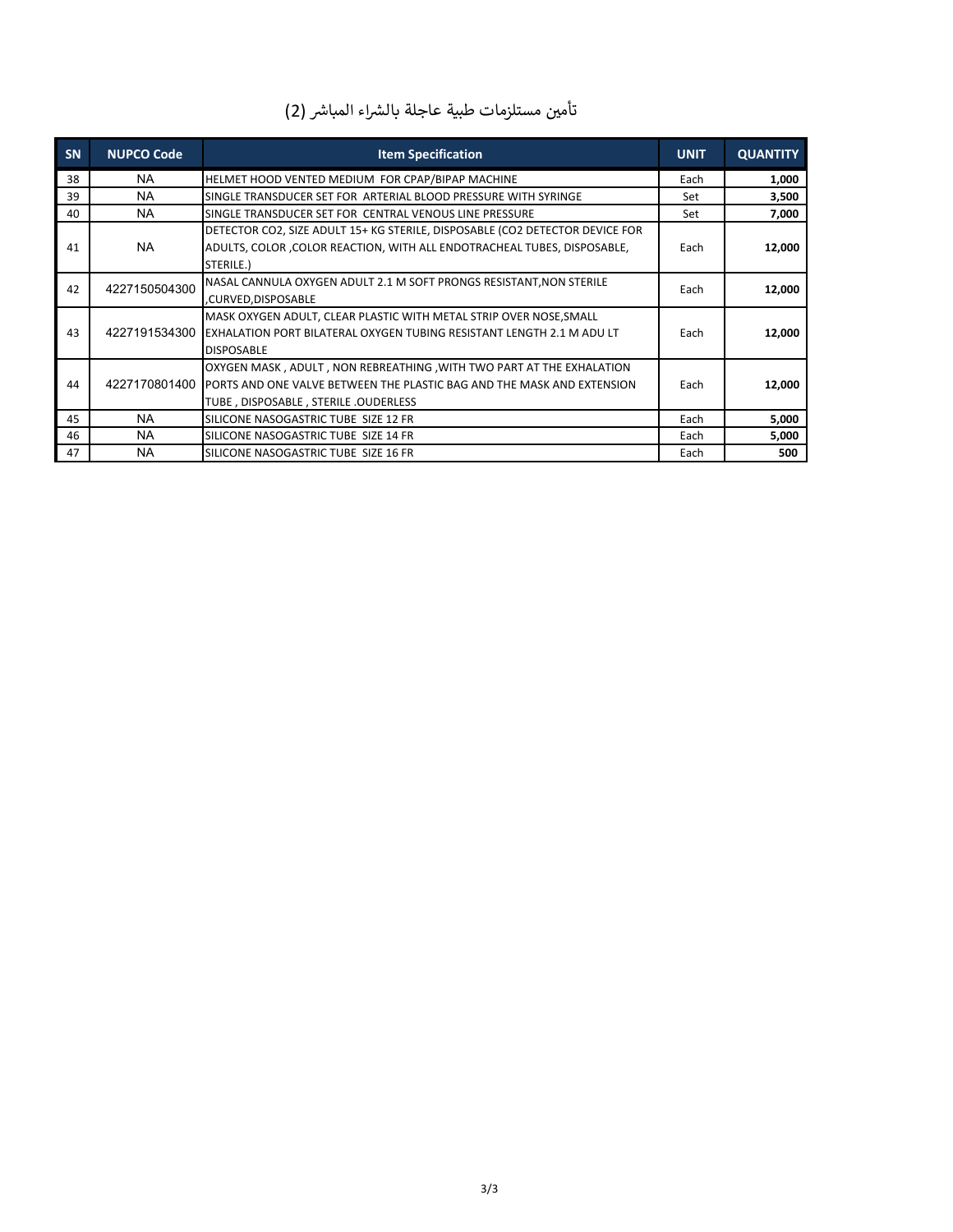# تأمين مستلزمات طبية عاجلة بالشراء المباشر (2)

| SN | NUPCO Code | Item Specification | UNIT | QUANTITY |
|---|---|---|---|---|
| 38 | NA | HELMET HOOD VENTED MEDIUM FOR CPAP/BIPAP MACHINE | Each | **1,000** |
| 39 | NA | SINGLE TRANSDUCER SET FOR ARTERIAL BLOOD PRESSURE WITH SYRINGE | Set | **3,500** |
| 40 | NA | SINGLE TRANSDUCER SET FOR CENTRAL VENOUS LINE PRESSURE | Set | **7,000** |
| 41 | NA | DETECTOR CO2, SIZE ADULT 15+ KG STERILE, DISPOSABLE (CO2 DETECTOR DEVICE FOR ADULTS, COLOR ,COLOR REACTION, WITH ALL ENDOTRACHEAL TUBES, DISPOSABLE, STERILE.) | Each | **12,000** |
| 42 | 4227150504300 | NASAL CANNULA OXYGEN ADULT 2.1 M SOFT PRONGS RESISTANT,NON STERILE ,CURVED,DISPOSABLE | Each | **12,000** |
| 43 | 4227191534300 | MASK OXYGEN ADULT, CLEAR PLASTIC WITH METAL STRIP OVER NOSE,SMALL EXHALATION PORT BILATERAL OXYGEN TUBING RESISTANT LENGTH 2.1 M ADU LT DISPOSABLE | Each | **12,000** |
| 44 | 4227170801400 | OXYGEN MASK , ADULT , NON REBREATHING ,WITH TWO PART AT THE EXHALATION PORTS AND ONE VALVE BETWEEN THE PLASTIC BAG AND THE MASK AND EXTENSION TUBE , DISPOSABLE , STERILE .OUDERLESS | Each | **12,000** |
| 45 | NA | SILICONE NASOGASTRIC TUBE SIZE 12 FR | Each | **5,000** |
| 46 | NA | SILICONE NASOGASTRIC TUBE SIZE 14 FR | Each | **5,000** |
| 47 | NA | SILICONE NASOGASTRIC TUBE SIZE 16 FR | Each | **500** |